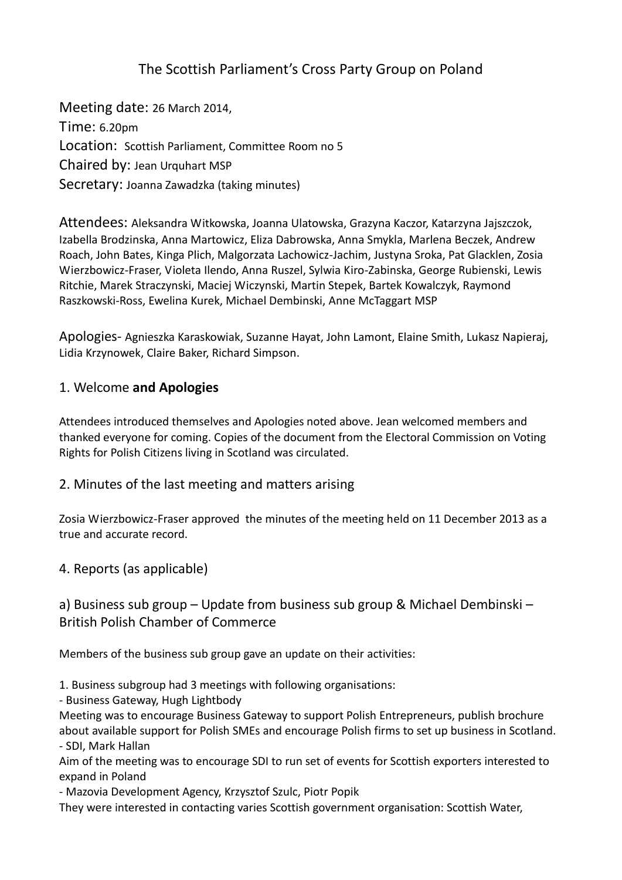# The Scottish Parliament's Cross Party Group on Poland

Meeting date: 26 March 2014,
Time: 6.20pm
Location: Scottish Parliament, Committee Room no 5
Chaired by: Jean Urquhart MSP
Secretary: Joanna Zawadzka (taking minutes)

Attendees: Aleksandra Witkowska, Joanna Ulatowska, Grazyna Kaczor, Katarzyna Jajszczok, Izabella Brodzinska, Anna Martowicz, Eliza Dabrowska, Anna Smykla, Marlena Beczek, Andrew Roach, John Bates, Kinga Plich, Malgorzata Lachowicz-Jachim, Justyna Sroka, Pat Glacklen, Zosia Wierzbowicz-Fraser, Violeta Ilendo, Anna Ruszel, Sylwia Kiro-Zabinska, George Rubienski, Lewis Ritchie, Marek Straczynski, Maciej Wiczynski, Martin Stepek, Bartek Kowalczyk, Raymond Raszkowski-Ross, Ewelina Kurek, Michael Dembinski, Anne McTaggart MSP

Apologies- Agnieszka Karaskowiak, Suzanne Hayat, John Lamont, Elaine Smith, Lukasz Napieraj, Lidia Krzynowek, Claire Baker, Richard Simpson.

## 1. Welcome **and Apologies**

Attendees introduced themselves and Apologies noted above. Jean welcomed members and thanked everyone for coming. Copies of the document from the Electoral Commission on Voting Rights for Polish Citizens living in Scotland was circulated.

## 2. Minutes of the last meeting and matters arising

Zosia Wierzbowicz-Fraser approved the minutes of the meeting held on 11 December 2013 as a true and accurate record.

## 4. Reports (as applicable)

### a) Business sub group – Update from business sub group & Michael Dembinski – British Polish Chamber of Commerce

Members of the business sub group gave an update on their activities:

1. Business subgroup had 3 meetings with following organisations:
- Business Gateway, Hugh Lightbody

Meeting was to encourage Business Gateway to support Polish Entrepreneurs, publish brochure about available support for Polish SMEs and encourage Polish firms to set up business in Scotland.
- SDI, Mark Hallan

Aim of the meeting was to encourage SDI to run set of events for Scottish exporters interested to expand in Poland
- Mazovia Development Agency, Krzysztof Szulc, Piotr Popik

They were interested in contacting varies Scottish government organisation: Scottish Water,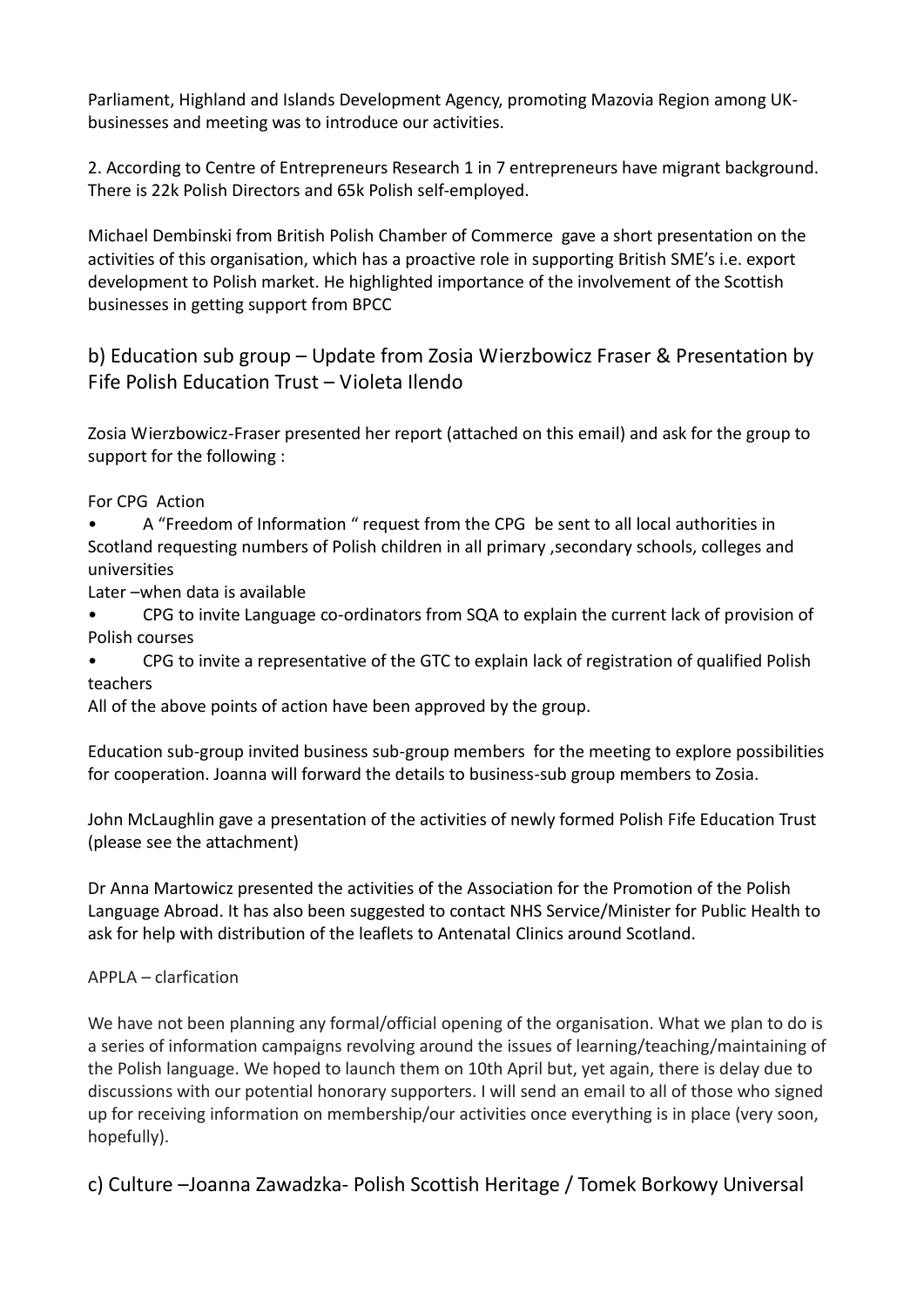Parliament, Highland and Islands Development Agency, promoting Mazovia Region among UK-businesses and meeting was to introduce our activities.

2. According to Centre of Entrepreneurs Research 1 in 7 entrepreneurs have migrant background. There is 22k Polish Directors and 65k Polish self-employed.

Michael Dembinski from British Polish Chamber of Commerce gave a short presentation on the activities of this organisation, which has a proactive role in supporting British SME's i.e. export development to Polish market. He highlighted importance of the involvement of the Scottish businesses in getting support from BPCC

## b) Education sub group – Update from Zosia Wierzbowicz Fraser & Presentation by Fife Polish Education Trust – Violeta Ilendo

Zosia Wierzbowicz-Fraser presented her report (attached on this email) and ask for the group to support for the following :

For CPG Action

- A "Freedom of Information " request from the CPG be sent to all local authorities in Scotland requesting numbers of Polish children in all primary ,secondary schools, colleges and universities

Later –when data is available

- CPG to invite Language co-ordinators from SQA to explain the current lack of provision of Polish courses
- CPG to invite a representative of the GTC to explain lack of registration of qualified Polish teachers

All of the above points of action have been approved by the group.

Education sub-group invited business sub-group members for the meeting to explore possibilities for cooperation. Joanna will forward the details to business-sub group members to Zosia.

John McLaughlin gave a presentation of the activities of newly formed Polish Fife Education Trust (please see the attachment)

Dr Anna Martowicz presented the activities of the Association for the Promotion of the Polish Language Abroad. It has also been suggested to contact NHS Service/Minister for Public Health to ask for help with distribution of the leaflets to Antenatal Clinics around Scotland.

APPLA – clarfication

We have not been planning any formal/official opening of the organisation. What we plan to do is a series of information campaigns revolving around the issues of learning/teaching/maintaining of the Polish language. We hoped to launch them on 10th April but, yet again, there is delay due to discussions with our potential honorary supporters. I will send an email to all of those who signed up for receiving information on membership/our activities once everything is in place (very soon, hopefully).

## c) Culture –Joanna Zawadzka- Polish Scottish Heritage / Tomek Borkowy Universal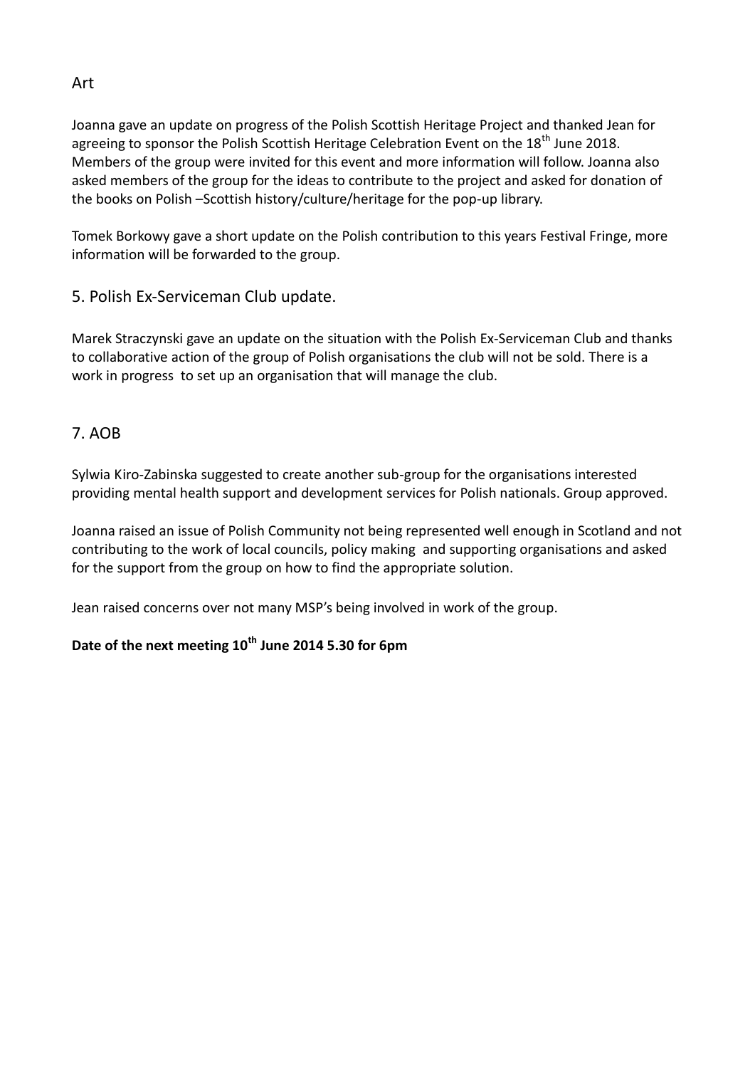Art

Joanna gave an update on progress of the Polish Scottish Heritage Project and thanked Jean for agreeing to sponsor the Polish Scottish Heritage Celebration Event on the 18th June 2018. Members of the group were invited for this event and more information will follow. Joanna also asked members of the group for the ideas to contribute to the project and asked for donation of the books on Polish –Scottish history/culture/heritage for the pop-up library.

Tomek Borkowy gave a short update on the Polish contribution to this years Festival Fringe, more information will be forwarded to the group.

## 5. Polish Ex-Serviceman Club update.

Marek Straczynski gave an update on the situation with the Polish Ex-Serviceman Club and thanks to collaborative action of the group of Polish organisations the club will not be sold. There is a work in progress to set up an organisation that will manage the club.

## 7. AOB

Sylwia Kiro-Zabinska suggested to create another sub-group for the organisations interested providing mental health support and development services for Polish nationals. Group approved.

Joanna raised an issue of Polish Community not being represented well enough in Scotland and not contributing to the work of local councils, policy making and supporting organisations and asked for the support from the group on how to find the appropriate solution.

Jean raised concerns over not many MSP's being involved in work of the group.

**Date of the next meeting 10th June 2014 5.30 for 6pm**